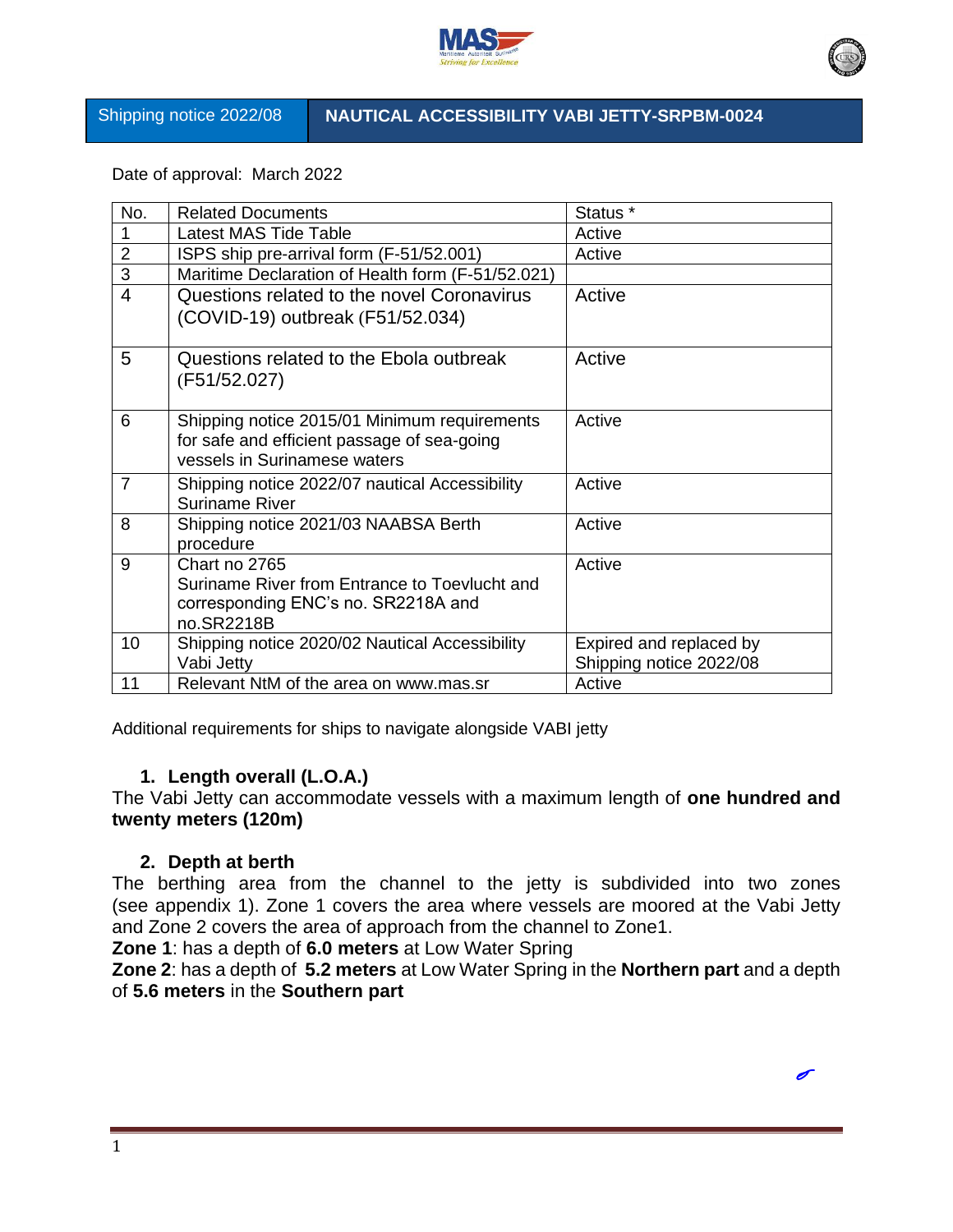| Shipping notice 2022/08 | NAUTICAL ACCESSIBILITY VABI JETTY-SRPBM-0024 |
|---|---|

Date of approval: March 2022

| No. | Related Documents | Status * |
|---|---|---|
| 1 | Latest MAS Tide Table | Active |
| 2 | ISPS ship pre-arrival form (F-51/52.001) | Active |
| 3 | Maritime Declaration of Health form (F-51/52.021) | |
| 4 | Questions related to the novel Coronavirus (COVID-19) outbreak (F51/52.034) | Active |
| 5 | Questions related to the Ebola outbreak (F51/52.027) | Active |
| 6 | Shipping notice 2015/01 Minimum requirements for safe and efficient passage of sea-going vessels in Surinamese waters | Active |
| 7 | Shipping notice 2022/07 nautical Accessibility Suriname River | Active |
| 8 | Shipping notice 2021/03 NAABSA Berth procedure | Active |
| 9 | Chart no 2765<br>Suriname River from Entrance to Toevlucht and corresponding ENC's no. SR2218A and no.SR2218B | Active |
| 10 | Shipping notice 2020/02 Nautical Accessibility Vabi Jetty | Expired and replaced by Shipping notice 2022/08 |
| 11 | Relevant NtM of the area on www.mas.sr | Active |

Additional requirements for ships to navigate alongside VABI jetty

### 1. Length overall (L.O.A.)

The Vabi Jetty can accommodate vessels with a maximum length of **one hundred and twenty meters (120m)**

### 2. Depth at berth

The berthing area from the channel to the jetty is subdivided into two zones (see appendix 1). Zone 1 covers the area where vessels are moored at the Vabi Jetty and Zone 2 covers the area of approach from the channel to Zone1.

**Zone 1**: has a depth of **6.0 meters** at Low Water Spring

**Zone 2**: has a depth of **5.2 meters** at Low Water Spring in the **Northern part** and a depth of **5.6 meters** in the **Southern part**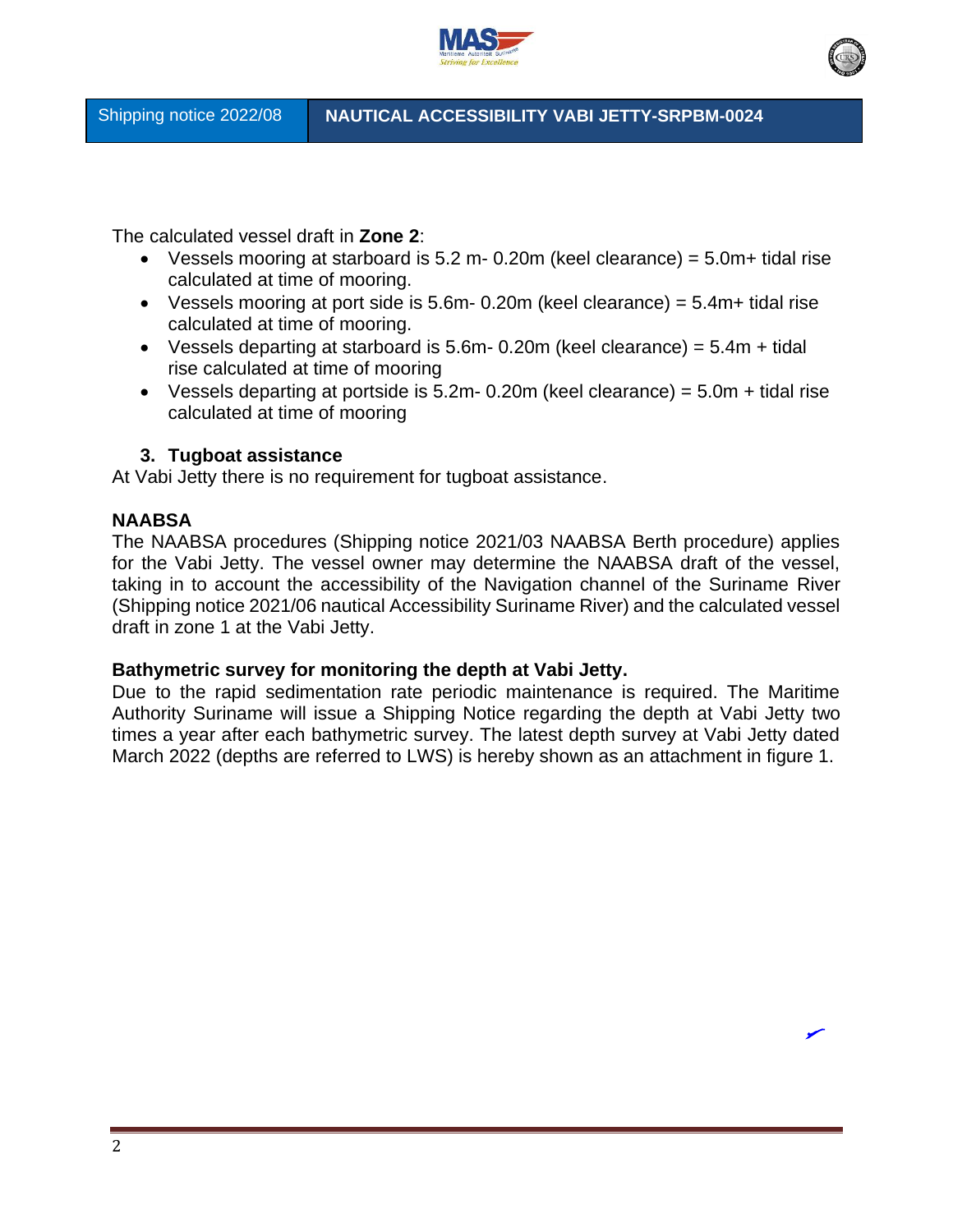The calculated vessel draft in **Zone 2**:

- Vessels mooring at starboard is 5.2 m- 0.20m (keel clearance) = 5.0m+ tidal rise calculated at time of mooring.
- Vessels mooring at port side is 5.6m- 0.20m (keel clearance) = 5.4m+ tidal rise calculated at time of mooring.
- Vessels departing at starboard is 5.6m- 0.20m (keel clearance) = 5.4m + tidal rise calculated at time of mooring
- Vessels departing at portside is 5.2m- 0.20m (keel clearance) = 5.0m + tidal rise calculated at time of mooring

### 3. Tugboat assistance

At Vabi Jetty there is no requirement for tugboat assistance.

**NAABSA**

The NAABSA procedures (Shipping notice 2021/03 NAABSA Berth procedure) applies for the Vabi Jetty. The vessel owner may determine the NAABSA draft of the vessel, taking in to account the accessibility of the Navigation channel of the Suriname River (Shipping notice 2021/06 nautical Accessibility Suriname River) and the calculated vessel draft in zone 1 at the Vabi Jetty.

**Bathymetric survey for monitoring the depth at Vabi Jetty.**

Due to the rapid sedimentation rate periodic maintenance is required. The Maritime Authority Suriname will issue a Shipping Notice regarding the depth at Vabi Jetty two times a year after each bathymetric survey. The latest depth survey at Vabi Jetty dated March 2022 (depths are referred to LWS) is hereby shown as an attachment in figure 1.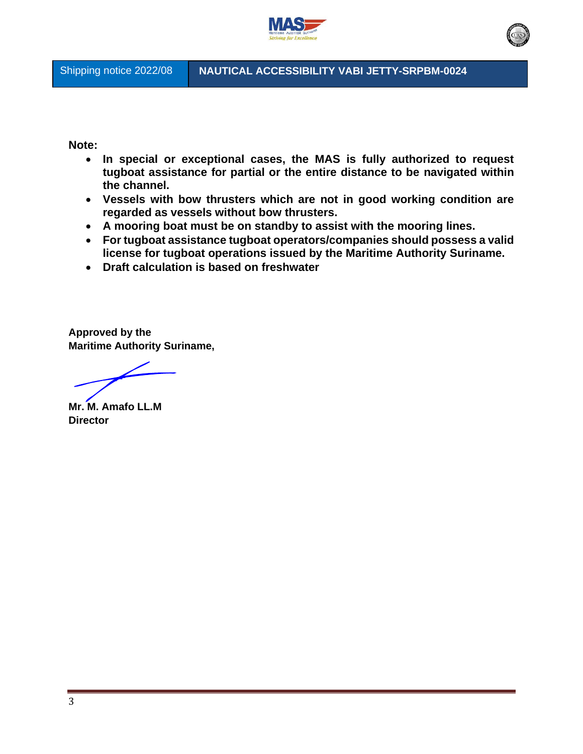**Note:**

- **In special or exceptional cases, the MAS is fully authorized to request tugboat assistance for partial or the entire distance to be navigated within the channel.**
- **Vessels with bow thrusters which are not in good working condition are regarded as vessels without bow thrusters.**
- **A mooring boat must be on standby to assist with the mooring lines.**
- **For tugboat assistance tugboat operators/companies should possess a valid license for tugboat operations issued by the Maritime Authority Suriname.**
- **Draft calculation is based on freshwater**

**Approved by the**
**Maritime Authority Suriname,**

**Mr. M. Amafo LL.M**
**Director**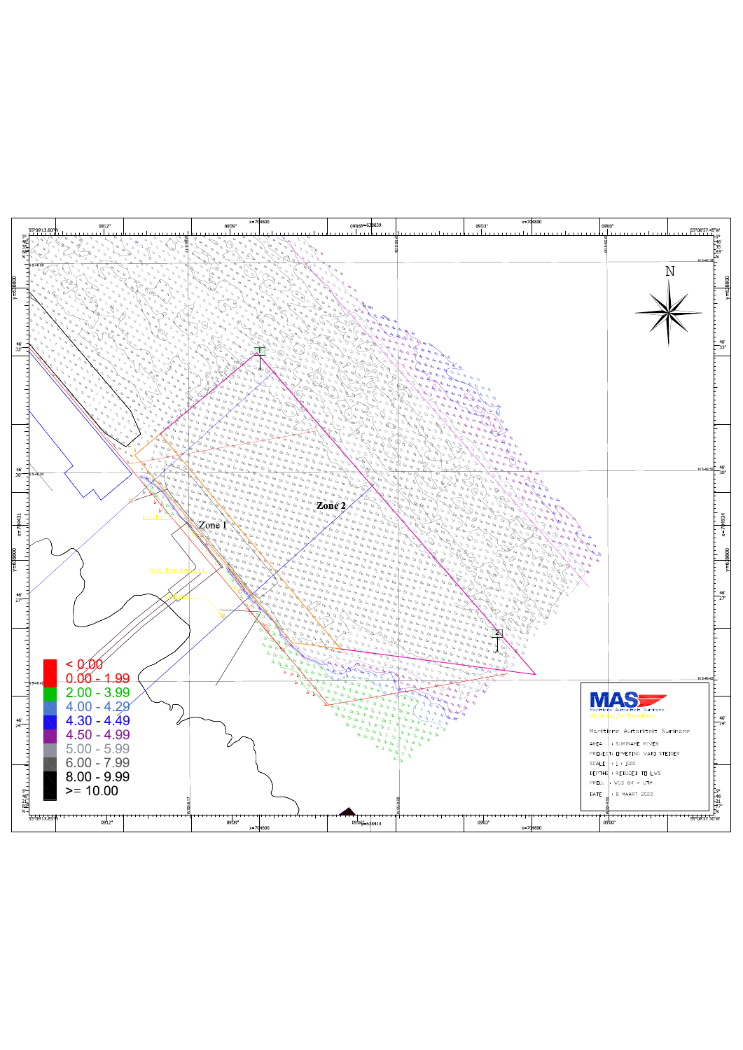Zone 2

Zone I

N

< 0.00
0.00 - 1.99
2.00 - 3.99
4.00 - 4.29
4.30 - 4.49
4.50 - 4.99
5.00 - 5.99
6.00 - 7.99
8.00 - 9.99
>= 10.00

MAS
Maritieme Autoriteit Suriname

Maritieme Autoriteit Suriname

AREA : SURINAME RIVER
PROJECT: OPMETING VABI STEIGER
SCALE : 1 : 1000
DEPTHS : REDUCED TO LWS
PROJ. : WGS '84 - UTM
DATE : 8 MAART 2022